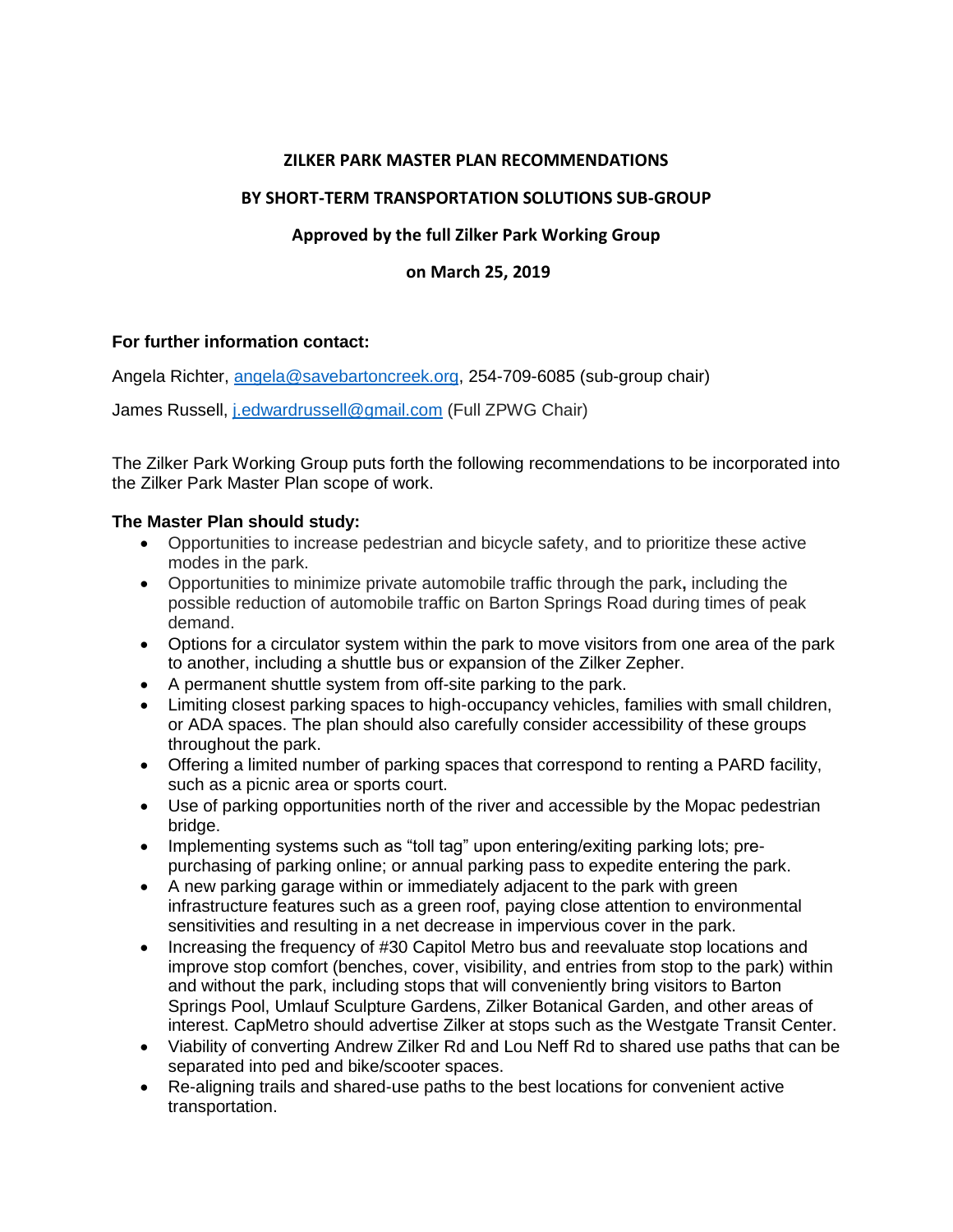# ZILKER PARK MASTER PLAN RECOMMENDATIONS

## BY SHORT-TERM TRANSPORTATION SOLUTIONS SUB-GROUP

### Approved by the full Zilker Park Working Group

### on March 25, 2019

**For further information contact:**

Angela Richter, angela@savebartoncreek.org, 254-709-6085 (sub-group chair)

James Russell, j.edwardrussell@gmail.com (Full ZPWG Chair)

The Zilker Park Working Group puts forth the following recommendations to be incorporated into the Zilker Park Master Plan scope of work.

**The Master Plan should study:**

- Opportunities to increase pedestrian and bicycle safety, and to prioritize these active modes in the park.
- Opportunities to minimize private automobile traffic through the park**,** including the possible reduction of automobile traffic on Barton Springs Road during times of peak demand.
- Options for a circulator system within the park to move visitors from one area of the park to another, including a shuttle bus or expansion of the Zilker Zepher.
- A permanent shuttle system from off-site parking to the park.
- Limiting closest parking spaces to high-occupancy vehicles, families with small children, or ADA spaces. The plan should also carefully consider accessibility of these groups throughout the park.
- Offering a limited number of parking spaces that correspond to renting a PARD facility, such as a picnic area or sports court.
- Use of parking opportunities north of the river and accessible by the Mopac pedestrian bridge.
- Implementing systems such as "toll tag" upon entering/exiting parking lots; pre-purchasing of parking online; or annual parking pass to expedite entering the park.
- A new parking garage within or immediately adjacent to the park with green infrastructure features such as a green roof, paying close attention to environmental sensitivities and resulting in a net decrease in impervious cover in the park.
- Increasing the frequency of #30 Capitol Metro bus and reevaluate stop locations and improve stop comfort (benches, cover, visibility, and entries from stop to the park) within and without the park, including stops that will conveniently bring visitors to Barton Springs Pool, Umlauf Sculpture Gardens, Zilker Botanical Garden, and other areas of interest. CapMetro should advertise Zilker at stops such as the Westgate Transit Center.
- Viability of converting Andrew Zilker Rd and Lou Neff Rd to shared use paths that can be separated into ped and bike/scooter spaces.
- Re-aligning trails and shared-use paths to the best locations for convenient active transportation.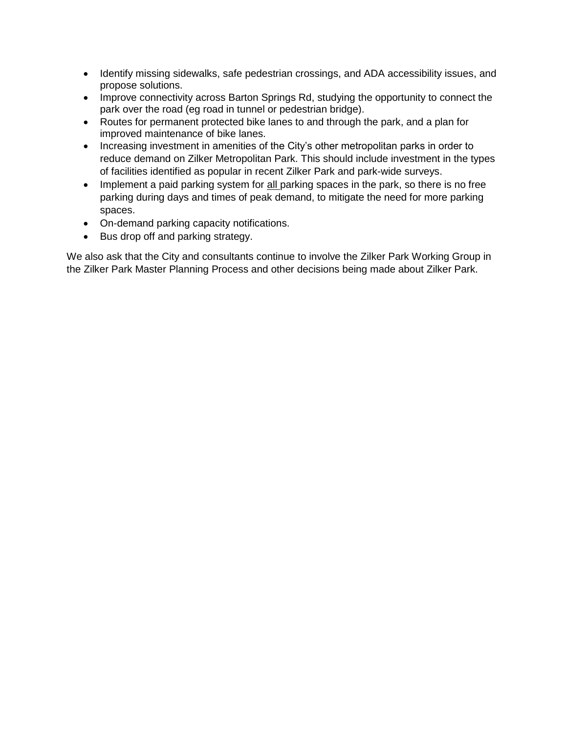- Identify missing sidewalks, safe pedestrian crossings, and ADA accessibility issues, and propose solutions.
- Improve connectivity across Barton Springs Rd, studying the opportunity to connect the park over the road (eg road in tunnel or pedestrian bridge).
- Routes for permanent protected bike lanes to and through the park, and a plan for improved maintenance of bike lanes.
- Increasing investment in amenities of the City's other metropolitan parks in order to reduce demand on Zilker Metropolitan Park. This should include investment in the types of facilities identified as popular in recent Zilker Park and park-wide surveys.
- Implement a paid parking system for <u>all</u> parking spaces in the park, so there is no free parking during days and times of peak demand, to mitigate the need for more parking spaces.
- On-demand parking capacity notifications.
- Bus drop off and parking strategy.

We also ask that the City and consultants continue to involve the Zilker Park Working Group in the Zilker Park Master Planning Process and other decisions being made about Zilker Park.